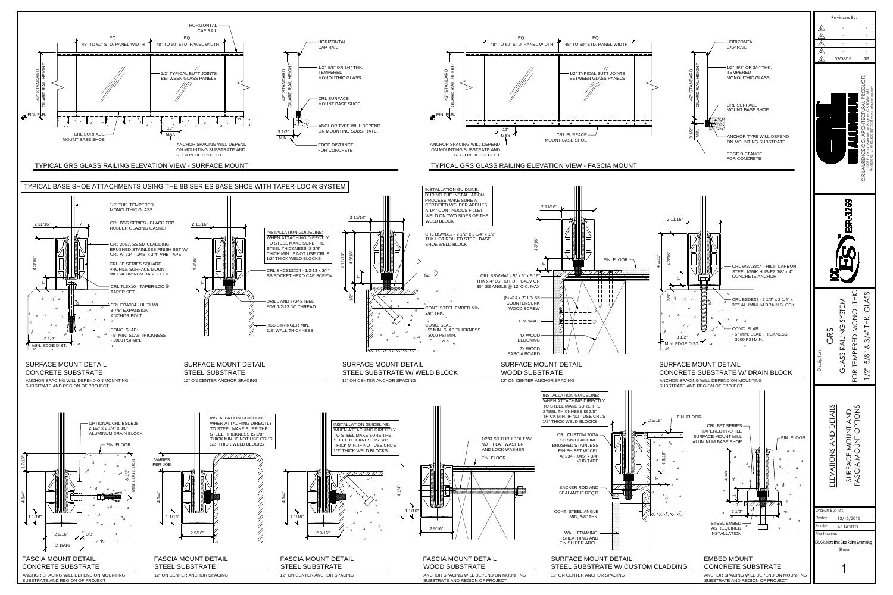## TYPICAL GRS GLASS RAILING ELEVATION VIEW - SURFACE MOUNT

HORIZONTAL CAP RAIL

EQ. EQ.

48" TO 60" STD. PANEL WIDTH | 48" TO 60" STD. PANEL WIDTH

42" STANDARD GUARD RAIL HEIGHT

1/2" TYPICAL BUTT JOINTS BETWEEN GLASS PANELS

FIN. FLR.

12" MAX

CRL SURFACE MOUNT BASE SHOE

ANCHOR SPACING WILL DEPEND ON MOUNTING SUBSTRATE AND REGION OF PROJECT

HORIZONTAL CAP RAIL

1/2", 5/8" OR 3/4" THK. TEMPERED MONOLITHIC GLASS

CRL SURFACE MOUNT BASE SHOE

ANCHOR TYPE WILL DEPEND ON MOUNTING SUBSTRATE

3 1/2" MIN.

EDGE DISTANCE FOR CONCRETE

## TYPICAL GRS GLASS RAILING ELEVATION VIEW - FASCIA MOUNT

EQ. EQ.

48" TO 60" STD. PANEL WIDTH | 48" TO 60" STD. PANEL WIDTH

42" STANDARD GUARD RAIL HEIGHT

1/2" TYPICAL BUTT JOINTS BETWEEN GLASS PANELS

FIN. FLR.

12" MAX

CRL SURFACE MOUNT BASE SHOE

ANCHOR SPACING WILL DEPEND ON MOUNTING SUBSTRATE AND REGION OF PROJECT

HORIZONTAL CAP RAIL

1/2", 5/8" OR 3/4" THK. TEMPERED MONOLITHIC GLASS

CRL SURFACE MOUNT BASE SHOE

3 1/2" MIN.

ANCHOR TYPE WILL DEPEND ON MOUNTING SUBSTRATE

EDGE DISTANCE FOR CONCRETE

## TYPICAL BASE SHOE ATTACHMENTS USING THE 8B SERIES BASE SHOE WITH TAPER-LOC ® SYSTEM

### SURFACE MOUNT DETAIL CONCRETE SUBSTRATE

ANCHOR SPACING WILL DEPEND ON MOUNTING SUBSTRATE AND REGION OF PROJECT

- 1/2" THK. TEMPERED MONOLITHIC GLASS
- CRL BSG SERIES - BLACK TOP RUBBER GLAZING GASKET
- CRL 20GA SS SM CLADDING, BRUSHED STAINLESS FINISH SET W/ CRL AT234 - .045" x 3/4" VHB TAPE
- CRL 8B SERIES SQUARE PROFILE SURFACE MOUNT MILL ALUMINUM BASE SHOE
- CRL TLSX10 - TAPER-LOC ® TAPER SET
- CRL EBA334 - HILTI M8 3-7/8" EXPANSION ANCHOR BOLT
- CONC. SLAB: - 5" MIN. SLAB THICKNESS - 3000 PSI MIN.

2 11/16" ; 4 3/16" ; 1" ; 3 1/2" MIN. EDGE DIST.

### SURFACE MOUNT DETAIL STEEL SUBSTRATE

12" ON CENTER ANCHOR SPACING

INSTALLATION GUIDELINE: WHEN ATTACHING DIRECTLY TO STEEL MAKE SURE THE STEEL THICKNESS IS 3/8" THICK MIN. IF NOT USE CRL'S 1/2" THICK WELD BLOCKS

- CRL SHCS12X34 - 1/2-13 x 3/4" SS SOCKET HEAD CAP SCREW
- DRILL AND TAP STEEL FOR 1/2-13 NC THREAD
- HSS STRINGER MIN. 3/8" WALL THICKNESS

2 11/16" ; 4 3/16" ; 1"

### SURFACE MOUNT DETAIL STEEL SUBSTRATE W/ WELD BLOCK

12" ON CENTER ANCHOR SPACING

INSTALLATION GUIDELINE: DURING THE INSTALLATION PROCESS MAKE SURE A CERTIFIED WELDER APPLIES A 1/4" CONTINUOUS FILLET WELD ON TWO SIDES OF THE WELD BLOCK

- CRL BSWB12 - 2 1/2" x 2 1/4" x 1/2" THK HOT ROLLED STEEL BASE SHOE WELD BLOCK
- 1/4
- CONT. STEEL EMBED MIN. 3/8" THK.
- CONC. SLAB: - 5" MIN. SLAB THICKNESS - 3000 PSI MIN.

2 11/16" ; 4 11/16" ; 4 3/16" ; 1" ; 1/2"

### SURFACE MOUNT DETAIL WOOD SUBSTRATE

12" ON CENTER ANCHOR SPACING

- FIN. FLOOR
- CRL BSWMA1 - 5" x 5" x 5/16" THK x 4" LG HOT DIP GALV OR 304 SS ANGLE @ 12' O.C. MAX
- (8) #14 x 3" LG SS COUNTERSUNK WOOD SCREW
- FIN. WALL
- 4X WOOD BLOCKING
- 2X WOOD FASCIA BOARD

2 11/16" ; 4 3/16" ; 1"

### SURFACE MOUNT DETAIL CONCRETE SUBSTRATE W/ DRAIN BLOCK

ANCHOR SPACING WILL DEPEND ON MOUNTING SUBSTRATE AND REGION OF PROJECT

- CRL WBA38X4 - HILTI CARBON STEEL KWIK HUS-EZ 3/8" x 4" CONCRETE ANCHOR
- CRL BSDB38 - 2 1/2" x 2 1/4" x 3/8" ALUMINUM DRAIN BLOCK
- CONC. SLAB: - 5" MIN. SLAB THICKNESS - 3000 PSI MIN.

2 11/16" ; 4 9/16" ; 4 3/16" ; 1" ; 3/8" ; 3 1/2" MIN. EDGE DIST.

### FASCIA MOUNT DETAIL CONCRETE SUBSTRATE

ANCHOR SPACING WILL DEPEND ON MOUNTING SUBSTRATE AND REGION OF PROJECT

- OPTIONAL CRL BSDB38 2 1/2" x 2 1/4" x 3/8" ALUMINUM DRAIN BLOCK
- FIN. FLOOR

1 7/16" ; 3 1/2" MIN. EDGE DIST. ; 4 1/4" ; 1 1/16" ; 2 9/16" ; 3/8" ; 2 15/16"

### FASCIA MOUNT DETAIL STEEL SUBSTRATE

12" ON CENTER ANCHOR SPACING

INSTALLATION GUIDELINE: WHEN ATTACHING DIRECTLY TO STEEL MAKE SURE THE STEEL THICKNESS IS 3/8" THICK MIN. IF NOT USE CRL'S 1/2" THICK WELD BLOCKS

VARIES PER JOB ; 4 1/4" ; 1 1/16" ; 2 9/16"

### FASCIA MOUNT DETAIL STEEL SUBSTRATE

12" ON CENTER ANCHOR SPACING

INSTALLATION GUIDELINE: WHEN ATTACHING DIRECTLY TO STEEL MAKE SURE THE STEEL THICKNESS IS 3/8" THICK MIN. IF NOT USE CRL'S 1/2" THICK WELD BLOCKS

4 1/4" ; 1 1/16" ; 2 9/16"

### FASCIA MOUNT DETAIL WOOD SUBSTRATE

ANCHOR SPACING WILL DEPEND ON MOUNTING SUBSTRATE AND REGION OF PROJECT

- 1/2"Ø SS THRU BOLT W/ NUT, FLAT WASHER AND LOCK WASHER
- FIN. FLOOR

4 1/4" ; 1 1/16" ; 2 9/16"

### SURFACE MOUNT DETAIL STEEL SUBSTRATE W/ CUSTOM CLADDING

12" ON CENTER ANCHOR SPACING

INSTALLATION GUIDELINE: WHEN ATTACHING DIRECTLY TO STEEL MAKE SURE THE STEEL THICKNESS IS 3/8" THICK MIN. IF NOT USE CRL'S 1/2" THICK WELD BLOCKS

- CRL CUSTOM 20GA SS SM CLADDING, BRUSHED STAINLESS FINISH SET W/ CRL AT234 - .045" x 3/4" VHB TAPE
- BACKER ROD AND SEALANT IF REQ'D
- CONT. STEEL ANGLE MIN. 3/8" THK.
- WALL FRAMING, SHEATHING AND FINISH PER ARCH.
- FIN. FLOOR

2 9/16" ; 4 3/16" ; 1"

### EMBED MOUNT CONCRETE SUBSTRATE

ANCHOR SPACING WILL DEPEND ON MOUNTING SUBSTRATE AND REGION OF PROJECT

- CRL BST SERIES TAPERED PROFILE SURFACE MOUNT MILL ALUMINUM BASE SHOE
- FIN. FLOOR
- STEEL EMBED AS REQUIRED BY INSTALLATION

4 1/8" ; 1" ; 2 1/2"

---

Revisions By:

| | | |
|---|---|---|
| 5 | - | - |
| 4 | - | - |
| 3 | - | - |
| 2 | - | - |
| 1 | 02/08/16 | JG |

C.R. LAURENCE CO. ARCHITECTURAL PRODUCTS

ICC ES ESR-3269

Description: GRS GLASS RAILING SYSTEM FOR TEMPERED MONOLITHIC 1/2", 5/8" & 3/4" THK. GLASS

ELEVATIONS AND DETAILS SURFACE MOUNT AND FASCIA MOUNT OPTIONS

Drawn By: JG
Date: 12/15/2015
Scale: AS NOTED
File Name: CRL GRS Monolithic Glass Railing System.dwg
Sheet 1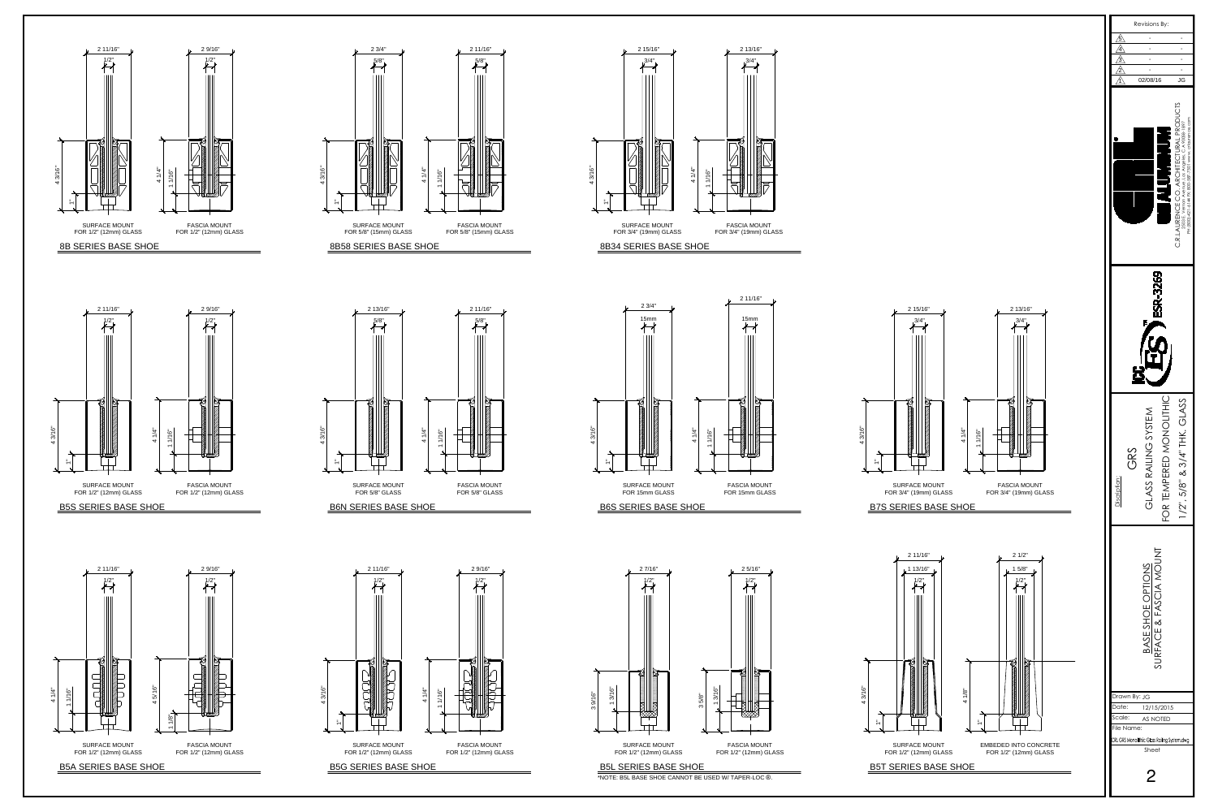## 8B SERIES BASE SHOE

| | Surface Mount | Fascia Mount |
|---|---|---|
| Glass | FOR 1/2" (12mm) GLASS | FOR 1/2" (12mm) GLASS |
| Width | 2 11/16" | 2 9/16" |
| Glass thickness | 1/2" | 1/2" |
| Height | 4 3/16" | 4 1/4" |
| Other dimension | 1" | 1 1/16" |

## 8B58 SERIES BASE SHOE

| | Surface Mount | Fascia Mount |
|---|---|---|
| Glass | FOR 5/8" (15mm) GLASS | FOR 5/8" (15mm) GLASS |
| Width | 2 3/4" | 2 11/16" |
| Glass thickness | 5/8" | 5/8" |
| Height | 4 3/16" | 4 1/4" |
| Other dimension | 1" | 1 1/16" |

## 8B34 SERIES BASE SHOE

| | Surface Mount | Fascia Mount |
|---|---|---|
| Glass | FOR 3/4" (19mm) GLASS | FOR 3/4" (19mm) GLASS |
| Width | 2 15/16" | 2 13/16" |
| Glass thickness | 3/4" | 3/4" |
| Height | 4 3/16" | 4 1/4" |
| Other dimension | 1" | 1 1/16" |

## B5S SERIES BASE SHOE

| | Surface Mount | Fascia Mount |
|---|---|---|
| Glass | FOR 1/2" (12mm) GLASS | FOR 1/2" (12mm) GLASS |
| Width | 2 11/16" | 2 9/16" |
| Glass thickness | 1/2" | 1/2" |
| Height | 4 3/16" | 4 1/4" |
| Other dimension | 1" | 1 1/16" |

## B6N SERIES BASE SHOE

| | Surface Mount | Fascia Mount |
|---|---|---|
| Glass | FOR 5/8" GLASS | FOR 5/8" GLASS |
| Width | 2 13/16" | 2 11/16" |
| Glass thickness | 5/8" | 5/8" |
| Height | 4 3/16" | 4 1/4" |
| Other dimension | 1" | 1 1/16" |

## B6S SERIES BASE SHOE

| | Surface Mount | Fascia Mount |
|---|---|---|
| Glass | FOR 15mm GLASS | FOR 15mm GLASS |
| Width | 2 3/4" | 2 11/16" |
| Glass thickness | 15mm | 15mm |
| Height | 4 3/16" | 4 1/4" |
| Other dimension | 1" | 1 1/16" |

## B7S SERIES BASE SHOE

| | Surface Mount | Fascia Mount |
|---|---|---|
| Glass | FOR 3/4" (19mm) GLASS | FOR 3/4" (19mm) GLASS |
| Width | 2 15/16" | 2 13/16" |
| Glass thickness | 3/4" | 3/4" |
| Height | 4 3/16" | 4 1/4" |
| Other dimension | 1" | 1 1/16" |

## B5A SERIES BASE SHOE

| | Surface Mount | Fascia Mount |
|---|---|---|
| Glass | FOR 1/2" (12mm) GLASS | FOR 1/2" (12mm) GLASS |
| Width | 2 11/16" | 2 9/16" |
| Glass thickness | 1/2" | 1/2" |
| Height | 4 1/4" | 4 5/16" |
| Other dimension | 1 1/16" | 1 1/8" |

## B5G SERIES BASE SHOE

| | Surface Mount | Fascia Mount |
|---|---|---|
| Glass | FOR 1/2" (12mm) GLASS | FOR 1/2" (12mm) GLASS |
| Width | 2 11/16" | 2 9/16" |
| Glass thickness | 1/2" | 1/2" |
| Height | 4 3/16" | 4 1/4" |
| Other dimension | 1" | 1 1/16" |

## B5L SERIES BASE SHOE

| | Surface Mount | Fascia Mount |
|---|---|---|
| Glass | FOR 1/2" (12mm) GLASS | FOR 1/2" (12mm) GLASS |
| Width | 2 7/16" | 2 5/16" |
| Glass thickness | 1/2" | 1/2" |
| Height | 3 9/16" | 3 5/8" |
| Other dimension | 1 3/16" | 1 3/16" |

*NOTE: B5L BASE SHOE CANNOT BE USED W/ TAPER-LOC ®.

## B5T SERIES BASE SHOE

| | Surface Mount | Embedded Into Concrete |
|---|---|---|
| Glass | FOR 1/2" (12mm) GLASS | FOR 1/2" (12mm) GLASS |
| Width | 2 11/16" | 2 1/2" |
| Inner width | 1 13/16" | 1 5/8" |
| Glass thickness | 1/2" | 1/2" |
| Height | 4 3/16" | 4 1/8" |
| Other dimension | 1" | 1" |

---

| Revisions By: | | |
|---|---|---|
| 5 | - | - |
| 4 | - | - |
| 3 | - | - |
| 2 | - | - |
| 1 | 02/08/16 | JG |

CRL ALUMINUM

C.R. LAURENCE CO. ARCHITECTURAL PRODUCTS

ICC ES ESR-3269

Description: GRS GLASS RAILING SYSTEM FOR TEMPERED MONOLITHIC 1/2", 5/8" & 3/4" THK. GLASS

BASE SHOE OPTIONS SURFACE & FASCIA MOUNT

Drawn By: JG

Date: 12/15/2015

Scale: AS NOTED

File Name: CRL GRS Monolithic Glass Railing System.dwg

Sheet 2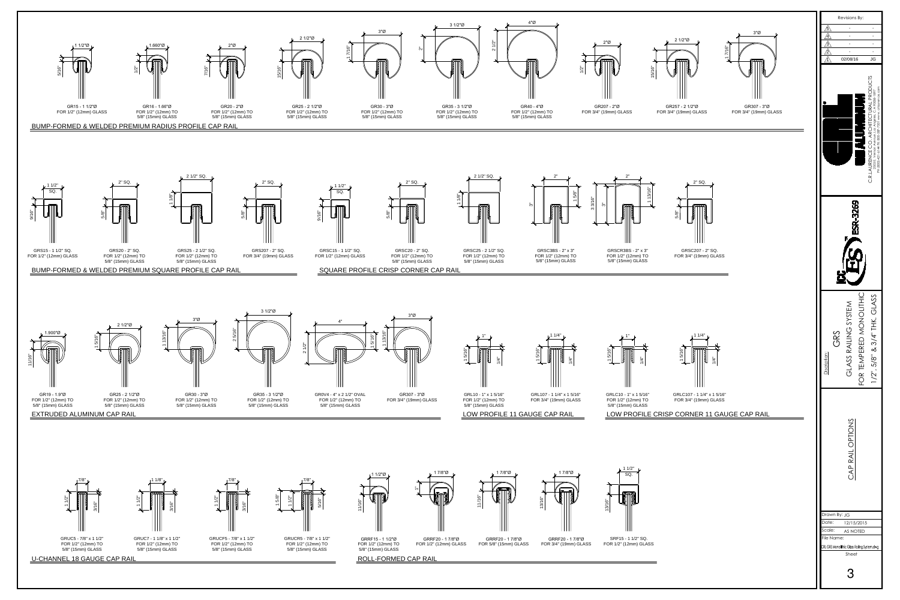## BUMP-FORMED & WELDED PREMIUM RADIUS PROFILE CAP RAIL

- GR15 - 1 1/2"Ø FOR 1/2" (12mm) GLASS
- GR16 - 1.66"Ø FOR 1/2" (12mm) TO 5/8" (15mm) GLASS
- GR20 - 2"Ø FOR 1/2" (12mm) TO 5/8" (15mm) GLASS
- GR25 - 2 1/2"Ø FOR 1/2" (12mm) TO 5/8" (15mm) GLASS
- GR30 - 3"Ø FOR 1/2" (12mm) TO 5/8" (15mm) GLASS
- GR35 - 3 1/2"Ø FOR 1/2" (12mm) TO 5/8" (15mm) GLASS
- GR40 - 4"Ø FOR 1/2" (12mm) TO 5/8" (15mm) GLASS
- GR207 - 2"Ø FOR 3/4" (19mm) GLASS
- GR257 - 2 1/2"Ø FOR 3/4" (19mm) GLASS
- GR307 - 3"Ø FOR 3/4" (19mm) GLASS

## BUMP-FORMED & WELDED PREMIUM SQUARE PROFILE CAP RAIL

- GRS15 - 1 1/2" SQ. FOR 1/2" (12mm) GLASS
- GRS20 - 2" SQ. FOR 1/2" (12mm) TO 5/8" (15mm) GLASS
- GRS25 - 2 1/2" SQ. FOR 1/2" (12mm) TO 5/8" (15mm) GLASS
- GRS207 - 2" SQ. FOR 3/4" (19mm) GLASS

## SQUARE PROFILE CRISP CORNER CAP RAIL

- GRSC15 - 1 1/2" SQ. FOR 1/2" (12mm) GLASS
- GRSC20 - 2" SQ. FOR 1/2" (12mm) TO 5/8" (15mm) GLASS
- GRSC25 - 2 1/2" SQ. FOR 1/2" (12mm) TO 5/8" (15mm) GLASS
- GRSC3BS - 2" x 3" FOR 1/2" (12mm) TO 5/8" (15mm) GLASS
- GRSCR3BS - 2" x 3" FOR 1/2" (12mm) TO 5/8" (15mm) GLASS
- GRSC207 - 2" SQ. FOR 3/4" (19mm) GLASS

## EXTRUDED ALUMINUM CAP RAIL

- GR19 - 1.9"Ø FOR 1/2" (12mm) TO 5/8" (15mm) GLASS
- GR25 - 2 1/2"Ø FOR 1/2" (12mm) TO 5/8" (15mm) GLASS
- GR30 - 3"Ø FOR 1/2" (12mm) TO 5/8" (15mm) GLASS
- GR35 - 3 1/2"Ø FOR 1/2" (12mm) TO 5/8" (15mm) GLASS
- GR0V4 - 4" x 2 1/2" OVAL FOR 1/2" (12mm) TO 5/8" (15mm) GLASS
- GR307 - 3"Ø FOR 3/4" (19mm) GLASS

## LOW PROFILE 11 GAUGE CAP RAIL

- GRL10 - 1" x 1 5/16" FOR 1/2" (12mm) TO 5/8" (15mm) GLASS
- GRL107 - 1 1/4" x 1 5/16" FOR 3/4" (19mm) GLASS

## LOW PROFILE CRISP CORNER 11 GAUGE CAP RAIL

- GRLC10 - 1" x 1 5/16" FOR 1/2" (12mm) TO 5/8" (15mm) GLASS
- GRLC107 - 1 1/4" x 1 5/16" FOR 3/4" (19mm) GLASS

## U-CHANNEL 18 GAUGE CAP RAIL

- GRUC5 - 7/8" x 1 1/2" FOR 1/2" (12mm) TO 5/8" (15mm) GLASS
- GRUC7 - 1 1/8" x 1 1/2" FOR 1/2" (12mm) TO 5/8" (15mm) GLASS
- GRUCF5 - 7/8" x 1 1/2" FOR 1/2" (12mm) TO 5/8" (15mm) GLASS
- GRUCR5 - 7/8" x 1 1/2" FOR 1/2" (12mm) TO 5/8" (15mm) GLASS

## ROLL-FORMED CAP RAIL

- GRRF15 - 1 1/2"Ø FOR 1/2" (12mm) TO 5/8" (15mm) GLASS
- GRRF20 - 1 7/8"Ø FOR 1/2" (12mm) GLASS
- GRRF20 - 1 7/8"Ø FOR 5/8" (15mm) GLASS
- GRRF20 - 1 7/8"Ø FOR 3/4" (19mm) GLASS
- SRF15 - 1 1/2" SQ. FOR 1/2" (12mm) GLASS

---

| Revisions By: | | |
|---|---|---|
| 5 | - | - |
| 4 | - | - |
| 3 | - | - |
| 2 | - | - |
| 1 | 02/08/16 | JG |

C.R. LAURENCE CO. ARCHITECTURAL PRODUCTS

ICC-ES ESR-3269

Description: GRS GLASS RAILING SYSTEM FOR TEMPERED MONOLITHIC 1/2", 5/8" & 3/4" THK. GLASS

CAP RAIL OPTIONS

Drawn By: JG
Date: 12/15/2015
Scale: AS NOTED
File Name: CRL GRS Monolithic Glass Railing System.dwg
Sheet 3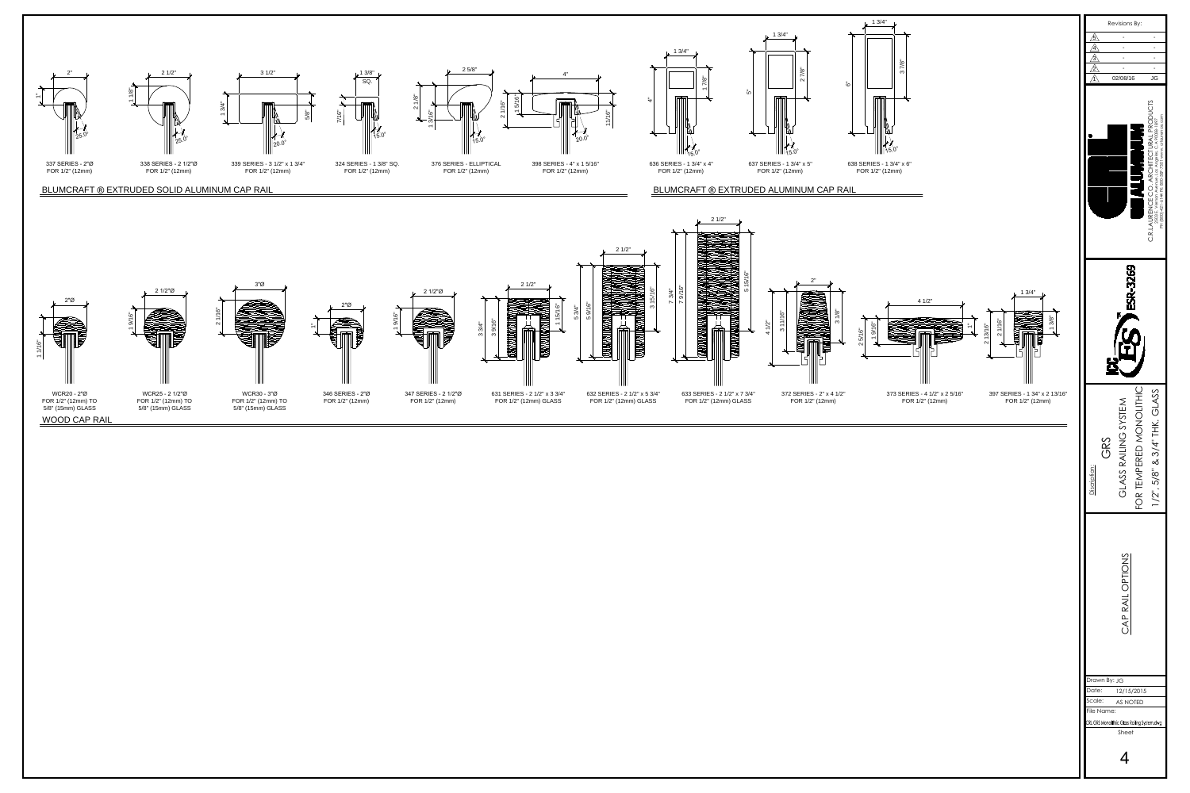## BLUMCRAFT ® EXTRUDED SOLID ALUMINUM CAP RAIL

337 SERIES - 2"Ø
FOR 1/2" (12mm)

338 SERIES - 2 1/2"Ø
FOR 1/2" (12mm)

339 SERIES - 3 1/2" x 1 3/4"
FOR 1/2" (12mm)

324 SERIES - 1 3/8" SQ.
FOR 1/2" (12mm)

376 SERIES - ELLIPTICAL
FOR 1/2" (12mm)

398 SERIES - 4" x 1 5/16"
FOR 1/2" (12mm)

## BLUMCRAFT ® EXTRUDED ALUMINUM CAP RAIL

636 SERIES - 1 3/4" x 4"
FOR 1/2" (12mm)

637 SERIES - 1 3/4" x 5"
FOR 1/2" (12mm)

638 SERIES - 1 3/4" x 6"
FOR 1/2" (12mm)

## WOOD CAP RAIL

WCR20 - 2"Ø
FOR 1/2" (12mm) TO
5/8" (15mm) GLASS

WCR25 - 2 1/2"Ø
FOR 1/2" (12mm) TO
5/8" (15mm) GLASS

WCR30 - 3"Ø
FOR 1/2" (12mm) TO
5/8" (15mm) GLASS

346 SERIES - 2"Ø
FOR 1/2" (12mm)

347 SERIES - 2 1/2"Ø
FOR 1/2" (12mm)

631 SERIES - 2 1/2" x 3 3/4"
FOR 1/2" (12mm) GLASS

632 SERIES - 2 1/2" x 5 3/4"
FOR 1/2" (12mm) GLASS

633 SERIES - 2 1/2" x 7 3/4"
FOR 1/2" (12mm) GLASS

372 SERIES - 2" x 4 1/2"
FOR 1/2" (12mm)

373 SERIES - 4 1/2" x 2 5/16"
FOR 1/2" (12mm)

397 SERIES - 1 34" x 2 13/16"
FOR 1/2" (12mm)

---

Revisions By:

| | | |
|---|---|---|
| 5 | - | - |
| 4 | - | - |
| 3 | - | - |
| 2 | - | - |
| 1 | 02/08/16 | JG |

CRL ALUMINUM
C.R. LAURENCE CO. ARCHITECTURAL PRODUCTS

ICC ES ESR-3269

Description:
GRS
GLASS RAILING SYSTEM
FOR TEMPERED MONOLITHIC
1/2", 5/8" & 3/4" THK. GLASS

CAP RAIL OPTIONS

Drawn By: JG
Date: 12/15/2015
Scale: AS NOTED
File Name:
CRL GRS Monolithic Glass Railing System.dwg
Sheet
4